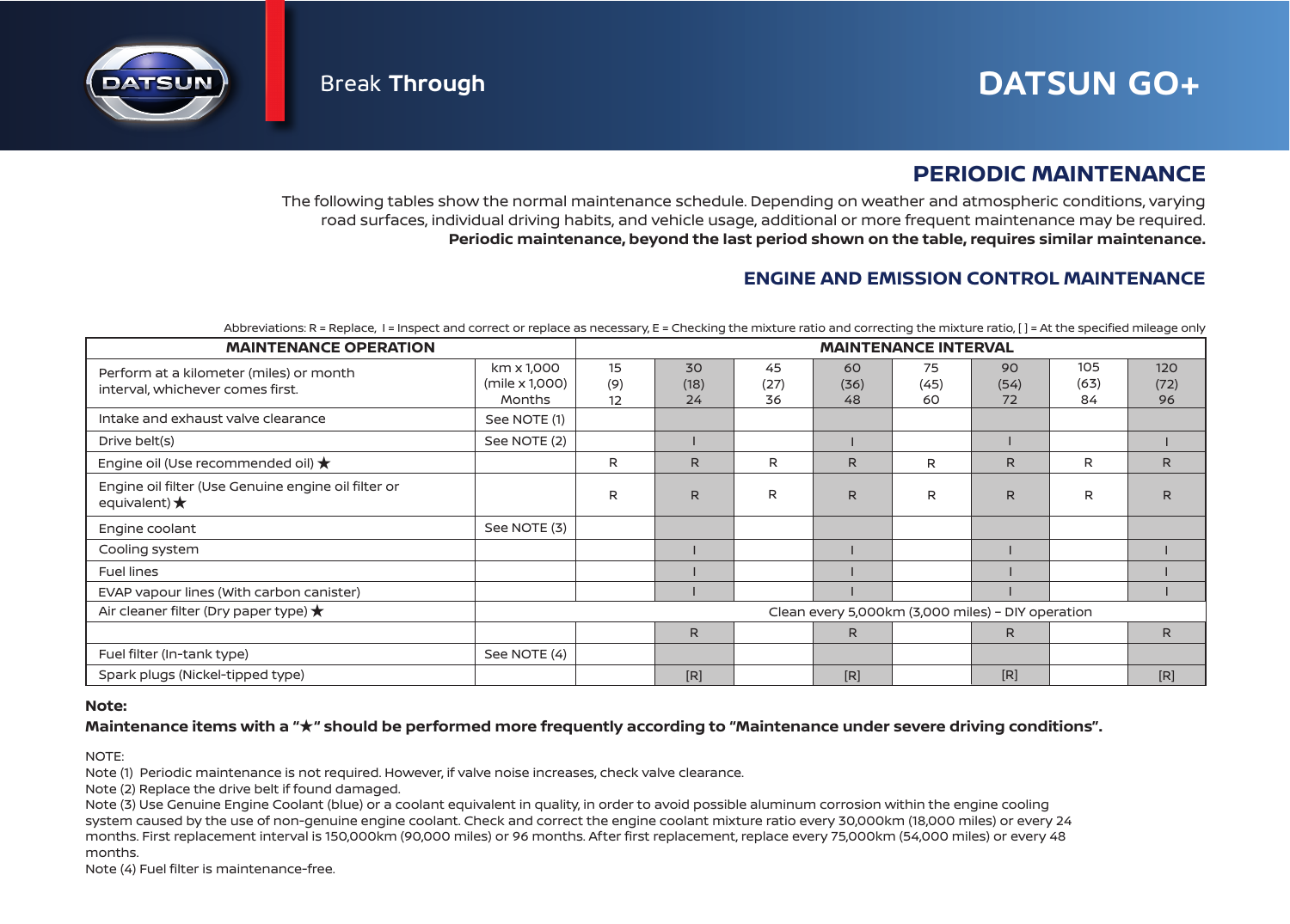DATSUN

Break **Through**

# DATSUN GO+

## PERIODIC MAINTENANCE

The following tables show the normal maintenance schedule. Depending on weather and atmospheric conditions, varying road surfaces, individual driving habits, and vehicle usage, additional or more frequent maintenance may be required.
**Periodic maintenance, beyond the last period shown on the table, requires similar maintenance.**

### ENGINE AND EMISSION CONTROL MAINTENANCE

Abbreviations: R = Replace, I = Inspect and correct or replace as necessary, E = Checking the mixture ratio and correcting the mixture ratio, [ ] = At the specified mileage only

| MAINTENANCE OPERATION | | MAINTENANCE INTERVAL | | | | | | | |
|---|---|---|---|---|---|---|---|---|---|
| Perform at a kilometer (miles) or month interval, whichever comes first. | km x 1,000 (mile x 1,000) Months | 15 (9) 12 | 30 (18) 24 | 45 (27) 36 | 60 (36) 48 | 75 (45) 60 | 90 (54) 72 | 105 (63) 84 | 120 (72) 96 |
| Intake and exhaust valve clearance | See NOTE (1) | | | | | | | | |
| Drive belt(s) | See NOTE (2) | | I | | I | | I | | I |
| Engine oil (Use recommended oil) ★ | | R | R | R | R | R | R | R | R |
| Engine oil filter (Use Genuine engine oil filter or equivalent) ★ | | R | R | R | R | R | R | R | R |
| Engine coolant | See NOTE (3) | | | | | | | | |
| Cooling system | | | I | | I | | I | | I |
| Fuel lines | | | I | | I | | I | | I |
| EVAP vapour lines (With carbon canister) | | | I | | I | | I | | I |
| Air cleaner filter (Dry paper type) ★ | Clean every 5,000km (3,000 miles) – DIY operation | | | | | | | | |
| | | | R | | R | | R | | R |
| Fuel filter (In-tank type) | See NOTE (4) | | | | | | | | |
| Spark plugs (Nickel-tipped type) | | | [R] | | [R] | | [R] | | [R] |

**Note:**

**Maintenance items with a "★" should be performed more frequently according to "Maintenance under severe driving conditions".**

NOTE:

Note (1) Periodic maintenance is not required. However, if valve noise increases, check valve clearance.

Note (2) Replace the drive belt if found damaged.

Note (3) Use Genuine Engine Coolant (blue) or a coolant equivalent in quality, in order to avoid possible aluminum corrosion within the engine cooling system caused by the use of non-genuine engine coolant. Check and correct the engine coolant mixture ratio every 30,000km (18,000 miles) or every 24 months. First replacement interval is 150,000km (90,000 miles) or 96 months. After first replacement, replace every 75,000km (54,000 miles) or every 48 months.

Note (4) Fuel filter is maintenance-free.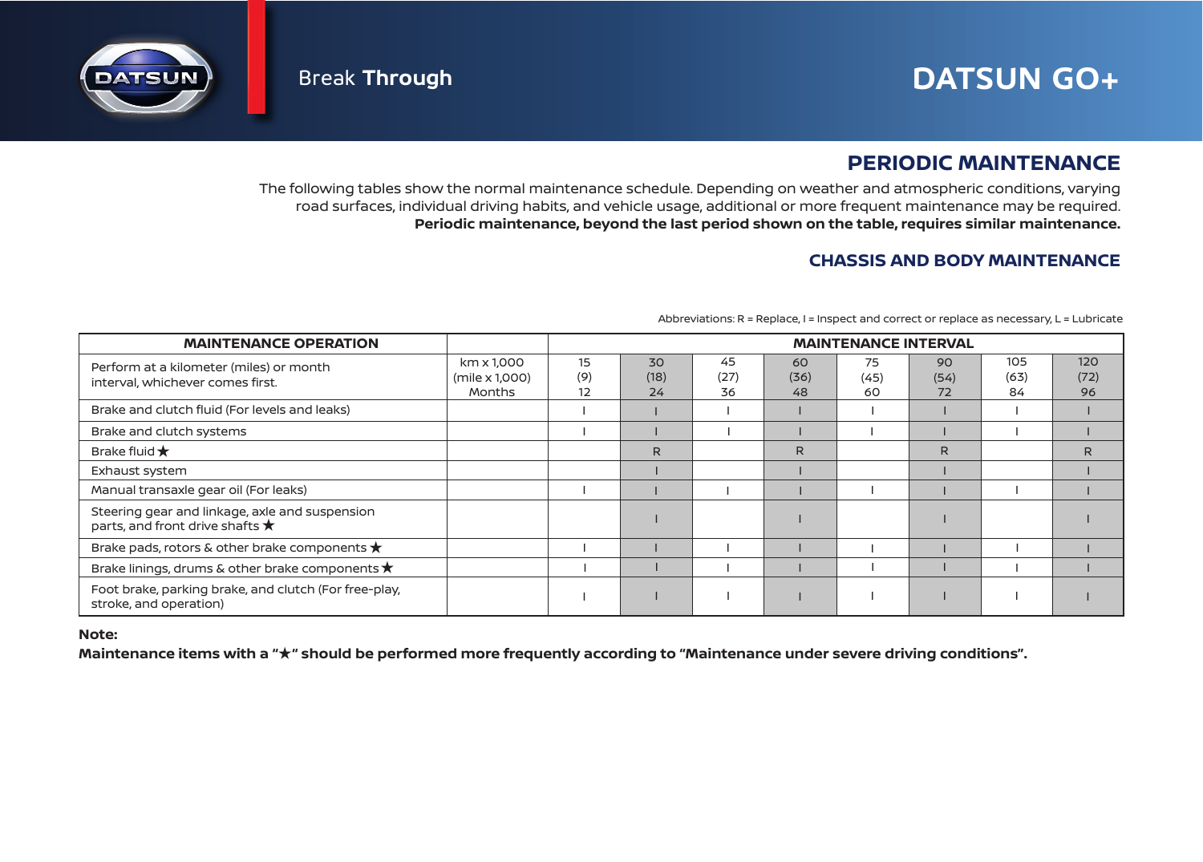# DATSUN GO+

Break **Through**

## PERIODIC MAINTENANCE

The following tables show the normal maintenance schedule. Depending on weather and atmospheric conditions, varying road surfaces, individual driving habits, and vehicle usage, additional or more frequent maintenance may be required. **Periodic maintenance, beyond the last period shown on the table, requires similar maintenance.**

### CHASSIS AND BODY MAINTENANCE

Abbreviations: R = Replace, I = Inspect and correct or replace as necessary, L = Lubricate

| MAINTENANCE OPERATION | | MAINTENANCE INTERVAL | | | | | | | |
|---|---|---|---|---|---|---|---|---|---|
| Perform at a kilometer (miles) or month interval, whichever comes first. | km x 1,000 (mile x 1,000) Months | 15 (9) 12 | 30 (18) 24 | 45 (27) 36 | 60 (36) 48 | 75 (45) 60 | 90 (54) 72 | 105 (63) 84 | 120 (72) 96 |
| Brake and clutch fluid (For levels and leaks) | | I | I | I | I | I | I | I | I |
| Brake and clutch systems | | I | I | I | I | I | I | I | I |
| Brake fluid ★ | | | R | | R | | R | | R |
| Exhaust system | | | I | | I | | I | | I |
| Manual transaxle gear oil (For leaks) | | I | I | I | I | I | I | I | I |
| Steering gear and linkage, axle and suspension parts, and front drive shafts ★ | | | I | | I | | I | | I |
| Brake pads, rotors & other brake components ★ | | I | I | I | I | I | I | I | I |
| Brake linings, drums & other brake components ★ | | I | I | I | I | I | I | I | I |
| Foot brake, parking brake, and clutch (For free-play, stroke, and operation) | | I | I | I | I | I | I | I | I |

**Note:**

**Maintenance items with a "★" should be performed more frequently according to "Maintenance under severe driving conditions".**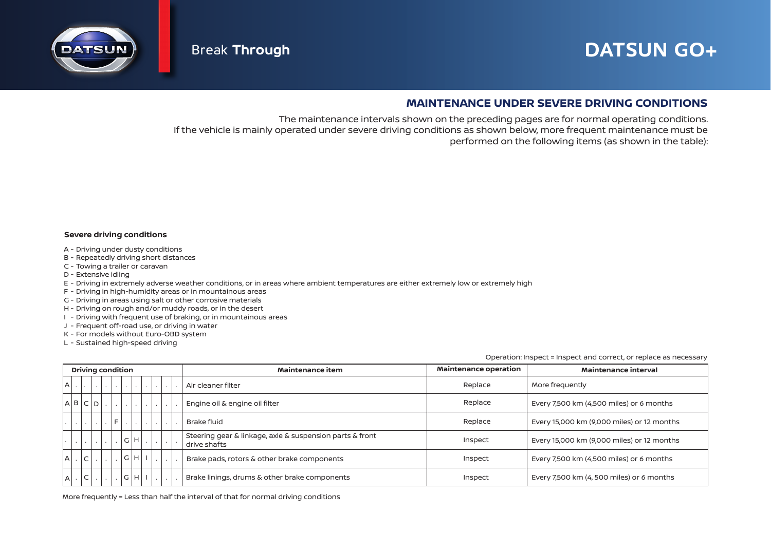## MAINTENANCE UNDER SEVERE DRIVING CONDITIONS

The maintenance intervals shown on the preceding pages are for normal operating conditions.
If the vehicle is mainly operated under severe driving conditions as shown below, more frequent maintenance must be performed on the following items (as shown in the table):

**Severe driving conditions**

- A - Driving under dusty conditions
- B - Repeatedly driving short distances
- C - Towing a trailer or caravan
- D - Extensive idling
- E - Driving in extremely adverse weather conditions, or in areas where ambient temperatures are either extremely low or extremely high
- F - Driving in high-humidity areas or in mountainous areas
- G - Driving in areas using salt or other corrosive materials
- H - Driving on rough and/or muddy roads, or in the desert
- I - Driving with frequent use of braking, or in mountainous areas
- J - Frequent off-road use, or driving in water
- K - For models without Euro-OBD system
- L - Sustained high-speed driving

Operation: Inspect = Inspect and correct, or replace as necessary

| Driving condition | | | | | | | | | | | | Maintenance item | Maintenance operation | Maintenance interval |
|---|---|---|---|---|---|---|---|---|---|---|---|---|---|---|
| A | . | . | . | . | . | . | . | . | . | . | . | Air cleaner filter | Replace | More frequently |
| A | B | C | D | . | . | . | . | . | . | . | . | Engine oil & engine oil filter | Replace | Every 7,500 km (4,500 miles) or 6 months |
| . | . | . | . | . | F | . | . | . | . | . | . | Brake fluid | Replace | Every 15,000 km (9,000 miles) or 12 months |
| . | . | . | . | . | . | G | H | . | . | . | . | Steering gear & linkage, axle & suspension parts & front drive shafts | Inspect | Every 15,000 km (9,000 miles) or 12 months |
| A | . | C | . | . | . | G | H | I | . | . | . | Brake pads, rotors & other brake components | Inspect | Every 7,500 km (4,500 miles) or 6 months |
| A | . | C | . | . | . | G | H | I | . | . | . | Brake linings, drums & other brake components | Inspect | Every 7,500 km (4, 500 miles) or 6 months |

More frequently = Less than half the interval of that for normal driving conditions